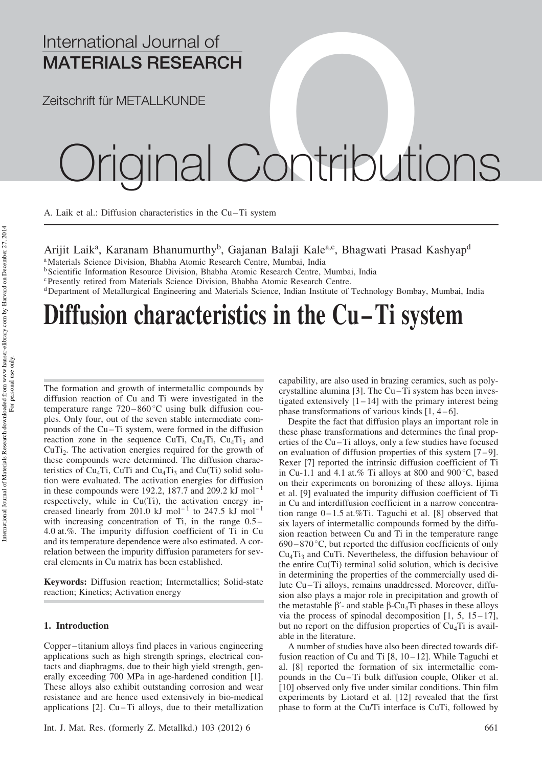Arijit Laik[a], Karanam Bhanumurthy[b], Gajanan Balaji Kale[a,c], Bhagwati Prasad Kashyap[d]

[a] Materials Science Division, Bhabha Atomic Research Centre, Mumbai, India
[b] Scientific Information Resource Division, Bhabha Atomic Research Centre, Mumbai, India
[c] Presently retired from Materials Science Division, Bhabha Atomic Research Centre.
[d] Department of Metallurgical Engineering and Materials Science, Indian Institute of Technology Bombay, Mumbai, India

# Diffusion characteristics in the Cu–Ti system

The formation and growth of intermetallic compounds by diffusion reaction of Cu and Ti were investigated in the temperature range 720–860 °C using bulk diffusion couples. Only four, out of the seven stable intermediate compounds of the Cu–Ti system, were formed in the diffusion reaction zone in the sequence CuTi, $Cu_4Ti$, $Cu_4Ti_3$ and $CuTi_2$. The activation energies required for the growth of these compounds were determined. The diffusion characteristics of $Cu_4Ti$, CuTi and $Cu_4Ti_3$ and Cu(Ti) solid solution were evaluated. The activation energies for diffusion in these compounds were 192.2, 187.7 and 209.2 kJ mol$^{-1}$ respectively, while in Cu(Ti), the activation energy increased linearly from 201.0 kJ mol$^{-1}$ to 247.5 kJ mol$^{-1}$ with increasing concentration of Ti, in the range 0.5–4.0 at.%. The impurity diffusion coefficient of Ti in Cu and its temperature dependence were also estimated. A correlation between the impurity diffusion parameters for several elements in Cu matrix has been established.

**Keywords:** Diffusion reaction; Intermetallics; Solid-state reaction; Kinetics; Activation energy

## 1. Introduction

Copper–titanium alloys find places in various engineering applications such as high strength springs, electrical contacts and diaphragms, due to their high yield strength, generally exceeding 700 MPa in age-hardened condition [1]. These alloys also exhibit outstanding corrosion and wear resistance and are hence used extensively in bio-medical applications [2]. Cu–Ti alloys, due to their metallization capability, are also used in brazing ceramics, such as polycrystalline alumina [3]. The Cu–Ti system has been investigated extensively [1–14] with the primary interest being phase transformations of various kinds [1, 4–6].

Despite the fact that diffusion plays an important role in these phase transformations and determines the final properties of the Cu–Ti alloys, only a few studies have focused on evaluation of diffusion properties of this system [7–9]. Rexer [7] reported the intrinsic diffusion coefficient of Ti in Cu-1.1 and 4.1 at.% Ti alloys at 800 and 900 °C, based on their experiments on boronizing of these alloys. Iijima et al. [9] evaluated the impurity diffusion coefficient of Ti in Cu and interdiffusion coefficient in a narrow concentration range 0–1.5 at.%Ti. Taguchi et al. [8] observed that six layers of intermetallic compounds formed by the diffusion reaction between Cu and Ti in the temperature range 690–870 °C, but reported the diffusion coefficients of only $Cu_4Ti_3$ and CuTi. Nevertheless, the diffusion behaviour of the entire Cu(Ti) terminal solid solution, which is decisive in determining the properties of the commercially used dilute Cu–Ti alloys, remains unaddressed. Moreover, diffusion also plays a major role in precipitation and growth of the metastable β′- and stable β-$Cu_4Ti$ phases in these alloys via the process of spinodal decomposition [1, 5, 15–17], but no report on the diffusion properties of $Cu_4Ti$ is available in the literature.

A number of studies have also been directed towards diffusion reaction of Cu and Ti [8, 10–12]. While Taguchi et al. [8] reported the formation of six intermetallic compounds in the Cu–Ti bulk diffusion couple, Oliker et al. [10] observed only five under similar conditions. Thin film experiments by Liotard et al. [12] revealed that the first phase to form at the Cu/Ti interface is CuTi, followed by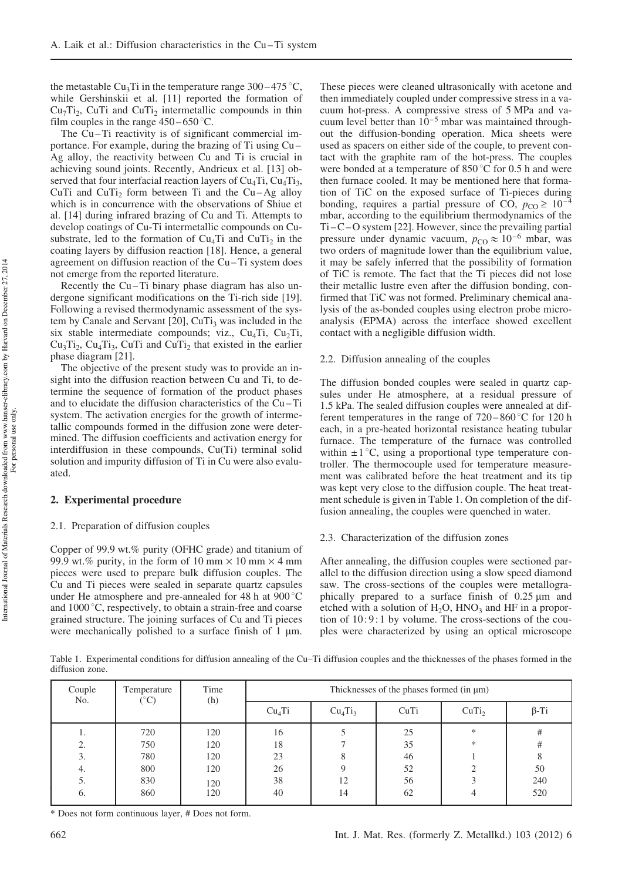the metastable $Cu_3Ti$ in the temperature range 300–475 °C, while Gershinskii et al. [11] reported the formation of $Cu_7Ti_2$, CuTi and $CuTi_2$ intermetallic compounds in thin film couples in the range 450–650 °C.

The Cu–Ti reactivity is of significant commercial importance. For example, during the brazing of Ti using Cu–Ag alloy, the reactivity between Cu and Ti is crucial in achieving sound joints. Recently, Andrieux et al. [13] observed that four interfacial reaction layers of $Cu_4Ti$, $Cu_4Ti_3$, CuTi and $CuTi_2$ form between Ti and the Cu–Ag alloy which is in concurrence with the observations of Shiue et al. [14] during infrared brazing of Cu and Ti. Attempts to develop coatings of Cu-Ti intermetallic compounds on Cu-substrate, led to the formation of $Cu_4Ti$ and $CuTi_2$ in the coating layers by diffusion reaction [18]. Hence, a general agreement on diffusion reaction of the Cu–Ti system does not emerge from the reported literature.

Recently the Cu–Ti binary phase diagram has also undergone significant modifications on the Ti-rich side [19]. Following a revised thermodynamic assessment of the system by Canale and Servant [20], $CuTi_3$ was included in the six stable intermediate compounds; viz., $Cu_4Ti$, $Cu_2Ti$, $Cu_3Ti_2$, $Cu_4Ti_3$, CuTi and $CuTi_2$ that existed in the earlier phase diagram [21].

The objective of the present study was to provide an insight into the diffusion reaction between Cu and Ti, to determine the sequence of formation of the product phases and to elucidate the diffusion characteristics of the Cu–Ti system. The activation energies for the growth of intermetallic compounds formed in the diffusion zone were determined. The diffusion coefficients and activation energy for interdiffusion in these compounds, Cu(Ti) terminal solid solution and impurity diffusion of Ti in Cu were also evaluated.

## 2. Experimental procedure

### 2.1. Preparation of diffusion couples

Copper of 99.9 wt.% purity (OFHC grade) and titanium of 99.9 wt.% purity, in the form of 10 mm × 10 mm × 4 mm pieces were used to prepare bulk diffusion couples. The Cu and Ti pieces were sealed in separate quartz capsules under He atmosphere and pre-annealed for 48 h at 900 °C and 1000 °C, respectively, to obtain a strain-free and coarse grained structure. The joining surfaces of Cu and Ti pieces were mechanically polished to a surface finish of 1 μm. These pieces were cleaned ultrasonically with acetone and then immediately coupled under compressive stress in a vacuum hot-press. A compressive stress of 5 MPa and vacuum level better than $10^{-5}$ mbar was maintained throughout the diffusion-bonding operation. Mica sheets were used as spacers on either side of the couple, to prevent contact with the graphite ram of the hot-press. The couples were bonded at a temperature of 850 °C for 0.5 h and were then furnace cooled. It may be mentioned here that formation of TiC on the exposed surface of Ti-pieces during bonding, requires a partial pressure of CO, $p_{CO} \geq 10^{-4}$ mbar, according to the equilibrium thermodynamics of the Ti–C–O system [22]. However, since the prevailing partial pressure under dynamic vacuum, $p_{CO} \approx 10^{-6}$ mbar, was two orders of magnitude lower than the equilibrium value, it may be safely inferred that the possibility of formation of TiC is remote. The fact that the Ti pieces did not lose their metallic lustre even after the diffusion bonding, confirmed that TiC was not formed. Preliminary chemical analysis of the as-bonded couples using electron probe microanalysis (EPMA) across the interface showed excellent contact with a negligible diffusion width.

### 2.2. Diffusion annealing of the couples

The diffusion bonded couples were sealed in quartz capsules under He atmosphere, at a residual pressure of 1.5 kPa. The sealed diffusion couples were annealed at different temperatures in the range of 720–860 °C for 120 h each, in a pre-heated horizontal resistance heating tubular furnace. The temperature of the furnace was controlled within ±1 °C, using a proportional type temperature controller. The thermocouple used for temperature measurement was calibrated before the heat treatment and its tip was kept very close to the diffusion couple. The heat treatment schedule is given in Table 1. On completion of the diffusion annealing, the couples were quenched in water.

### 2.3. Characterization of the diffusion zones

After annealing, the diffusion couples were sectioned parallel to the diffusion direction using a slow speed diamond saw. The cross-sections of the couples were metallographically prepared to a surface finish of 0.25 μm and etched with a solution of $H_2O$, $HNO_3$ and HF in a proportion of 10 : 9 : 1 by volume. The cross-sections of the couples were characterized by using an optical microscope

Table 1. Experimental conditions for diffusion annealing of the Cu–Ti diffusion couples and the thicknesses of the phases formed in the diffusion zone.

| Couple No. | Temperature (°C) | Time (h) | Thicknesses of the phases formed (in μm) | | | | |
|---|---|---|---|---|---|---|---|
| | | | $Cu_4Ti$ | $Cu_4Ti_3$ | CuTi | $CuTi_2$ | β-Ti |
| 1. | 720 | 120 | 16 | 5 | 25 | * | # |
| 2. | 750 | 120 | 18 | 7 | 35 | * | # |
| 3. | 780 | 120 | 23 | 8 | 46 | 1 | 8 |
| 4. | 800 | 120 | 26 | 9 | 52 | 2 | 50 |
| 5. | 830 | 120 | 38 | 12 | 56 | 3 | 240 |
| 6. | 860 | 120 | 40 | 14 | 62 | 4 | 520 |

* Does not form continuous layer, # Does not form.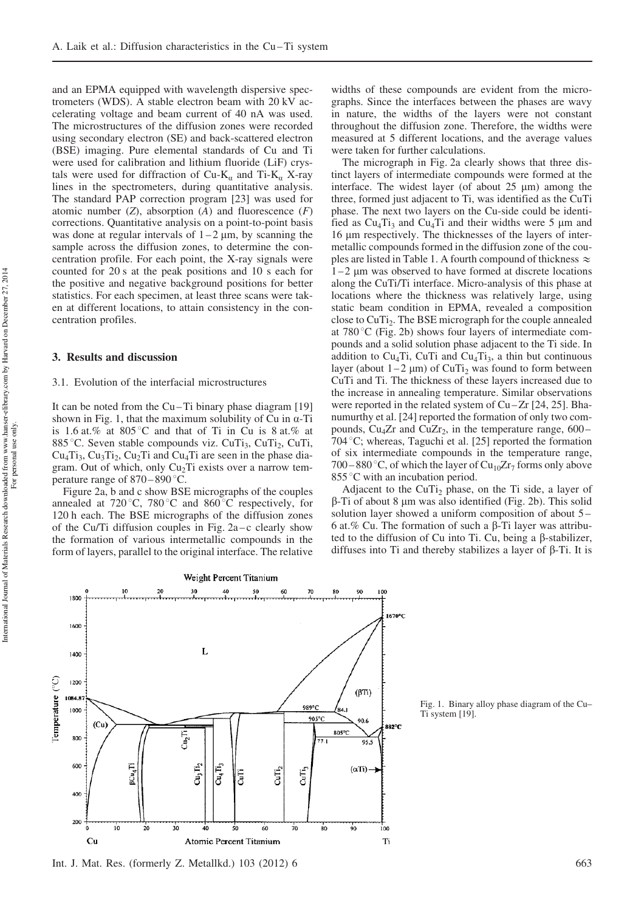and an EPMA equipped with wavelength dispersive spectrometers (WDS). A stable electron beam with 20 kV accelerating voltage and beam current of 40 nA was used. The microstructures of the diffusion zones were recorded using secondary electron (SE) and back-scattered electron (BSE) imaging. Pure elemental standards of Cu and Ti were used for calibration and lithium fluoride (LiF) crystals were used for diffraction of Cu-$K_\alpha$ and Ti-$K_\alpha$ X-ray lines in the spectrometers, during quantitative analysis. The standard PAP correction program [23] was used for atomic number ($Z$), absorption ($A$) and fluorescence ($F$) corrections. Quantitative analysis on a point-to-point basis was done at regular intervals of 1–2 μm, by scanning the sample across the diffusion zones, to determine the concentration profile. For each point, the X-ray signals were counted for 20 s at the peak positions and 10 s each for the positive and negative background positions for better statistics. For each specimen, at least three scans were taken at different locations, to attain consistency in the concentration profiles.

## 3. Results and discussion

### 3.1. Evolution of the interfacial microstructures

It can be noted from the Cu–Ti binary phase diagram [19] shown in Fig. 1, that the maximum solubility of Cu in α-Ti is 1.6 at.% at 805 °C and that of Ti in Cu is 8 at.% at 885 °C. Seven stable compounds viz. $CuTi_3$, $CuTi_2$, CuTi, $Cu_4Ti_3$, $Cu_3Ti_2$, $Cu_2Ti$ and $Cu_4Ti$ are seen in the phase diagram. Out of which, only $Cu_2Ti$ exists over a narrow temperature range of 870–890 °C.

Figure 2a, b and c show BSE micrographs of the couples annealed at 720 °C, 780 °C and 860 °C respectively, for 120 h each. The BSE micrographs of the diffusion zones of the Cu/Ti diffusion couples in Fig. 2a–c clearly show the formation of various intermetallic compounds in the form of layers, parallel to the original interface. The relative widths of these compounds are evident from the micrographs. Since the interfaces between the phases are wavy in nature, the widths of the layers were not constant throughout the diffusion zone. Therefore, the widths were measured at 5 different locations, and the average values were taken for further calculations.

The micrograph in Fig. 2a clearly shows that three distinct layers of intermediate compounds were formed at the interface. The widest layer (of about 25 μm) among the three, formed just adjacent to Ti, was identified as the CuTi phase. The next two layers on the Cu-side could be identified as $Cu_4Ti_3$ and $Cu_4Ti$ and their widths were 5 μm and 16 μm respectively. The thicknesses of the layers of intermetallic compounds formed in the diffusion zone of the couples are listed in Table 1. A fourth compound of thickness ≈ 1–2 μm was observed to have formed at discrete locations along the CuTi/Ti interface. Micro-analysis of this phase at locations where the thickness was relatively large, using static beam condition in EPMA, revealed a composition close to $CuTi_2$. The BSE micrograph for the couple annealed at 780 °C (Fig. 2b) shows four layers of intermediate compounds and a solid solution phase adjacent to the Ti side. In addition to $Cu_4Ti$, CuTi and $Cu_4Ti_3$, a thin but continuous layer (about 1–2 μm) of $CuTi_2$ was found to form between CuTi and Ti. The thickness of these layers increased due to the increase in annealing temperature. Similar observations were reported in the related system of Cu–Zr [24, 25]. Bhanumurthy et al. [24] reported the formation of only two compounds, $Cu_4Zr$ and $CuZr_2$, in the temperature range, 600–704 °C; whereas, Taguchi et al. [25] reported the formation of six intermediate compounds in the temperature range, 700–880 °C, of which the layer of $Cu_{10}Zr_7$ forms only above 855 °C with an incubation period.

Adjacent to the $CuTi_2$ phase, on the Ti side, a layer of β-Ti of about 8 μm was also identified (Fig. 2b). This solid solution layer showed a uniform composition of about 5–6 at.% Cu. The formation of such a β-Ti layer was attributed to the diffusion of Cu into Ti. Cu, being a β-stabilizer, diffuses into Ti and thereby stabilizes a layer of β-Ti. It is

Fig. 1. Binary alloy phase diagram of the Cu–Ti system [19].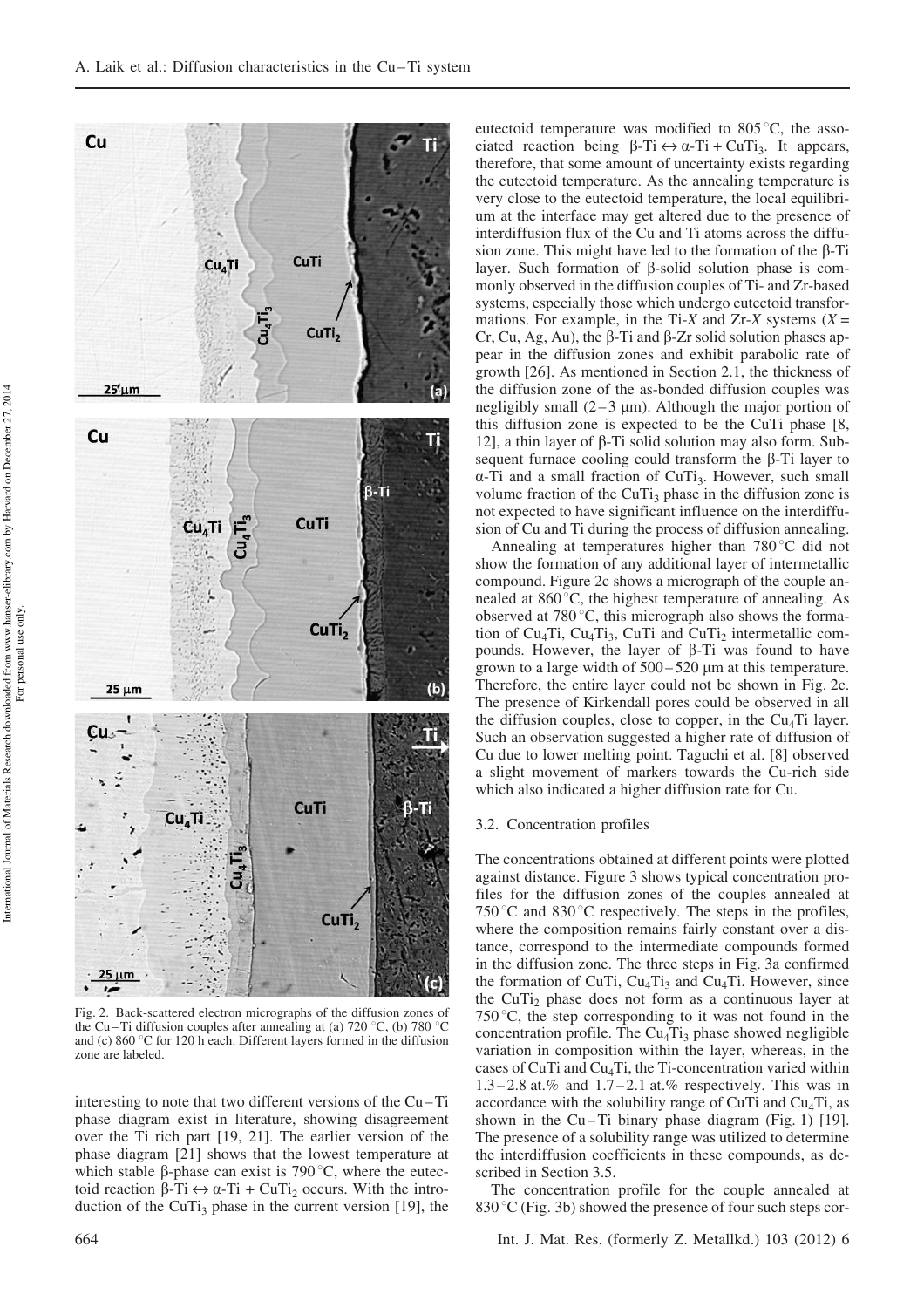Fig. 2. Back-scattered electron micrographs of the diffusion zones of the Cu–Ti diffusion couples after annealing at (a) 720 °C, (b) 780 °C and (c) 860 °C for 120 h each. Different layers formed in the diffusion zone are labeled.

interesting to note that two different versions of the Cu–Ti phase diagram exist in literature, showing disagreement over the Ti rich part [19, 21]. The earlier version of the phase diagram [21] shows that the lowest temperature at which stable β-phase can exist is 790 °C, where the eutectoid reaction β-Ti ↔ α-Ti + $CuTi_2$ occurs. With the introduction of the $CuTi_3$ phase in the current version [19], the eutectoid temperature was modified to 805 °C, the associated reaction being β-Ti ↔ α-Ti + $CuTi_3$. It appears, therefore, that some amount of uncertainty exists regarding the eutectoid temperature. As the annealing temperature is very close to the eutectoid temperature, the local equilibrium at the interface may get altered due to the presence of interdiffusion flux of the Cu and Ti atoms across the diffusion zone. This might have led to the formation of the β-Ti layer. Such formation of β-solid solution phase is commonly observed in the diffusion couples of Ti- and Zr-based systems, especially those which undergo eutectoid transformations. For example, in the Ti-*X* and Zr-*X* systems (*X* = Cr, Cu, Ag, Au), the β-Ti and β-Zr solid solution phases appear in the diffusion zones and exhibit parabolic rate of growth [26]. As mentioned in Section 2.1, the thickness of the diffusion zone of the as-bonded diffusion couples was negligibly small (2–3 μm). Although the major portion of this diffusion zone is expected to be the CuTi phase [8, 12], a thin layer of β-Ti solid solution may also form. Subsequent furnace cooling could transform the β-Ti layer to α-Ti and a small fraction of $CuTi_3$. However, such small volume fraction of the $CuTi_3$ phase in the diffusion zone is not expected to have significant influence on the interdiffusion of Cu and Ti during the process of diffusion annealing.

Annealing at temperatures higher than 780 °C did not show the formation of any additional layer of intermetallic compound. Figure 2c shows a micrograph of the couple annealed at 860 °C, the highest temperature of annealing. As observed at 780 °C, this micrograph also shows the formation of $Cu_4Ti$, $Cu_4Ti_3$, CuTi and $CuTi_2$ intermetallic compounds. However, the layer of β-Ti was found to have grown to a large width of 500–520 μm at this temperature. Therefore, the entire layer could not be shown in Fig. 2c. The presence of Kirkendall pores could be observed in all the diffusion couples, close to copper, in the $Cu_4Ti$ layer. Such an observation suggested a higher rate of diffusion of Cu due to lower melting point. Taguchi et al. [8] observed a slight movement of markers towards the Cu-rich side which also indicated a higher diffusion rate for Cu.

### 3.2. Concentration profiles

The concentrations obtained at different points were plotted against distance. Figure 3 shows typical concentration profiles for the diffusion zones of the couples annealed at 750 °C and 830 °C respectively. The steps in the profiles, where the composition remains fairly constant over a distance, correspond to the intermediate compounds formed in the diffusion zone. The three steps in Fig. 3a confirmed the formation of CuTi, $Cu_4Ti_3$ and $Cu_4Ti$. However, since the $CuTi_2$ phase does not form as a continuous layer at 750 °C, the step corresponding to it was not found in the concentration profile. The $Cu_4Ti_3$ phase showed negligible variation in composition within the layer, whereas, in the cases of CuTi and $Cu_4Ti$, the Ti-concentration varied within 1.3–2.8 at.% and 1.7–2.1 at.% respectively. This was in accordance with the solubility range of CuTi and $Cu_4Ti$, as shown in the Cu–Ti binary phase diagram (Fig. 1) [19]. The presence of a solubility range was utilized to determine the interdiffusion coefficients in these compounds, as described in Section 3.5.

The concentration profile for the couple annealed at 830 °C (Fig. 3b) showed the presence of four such steps cor-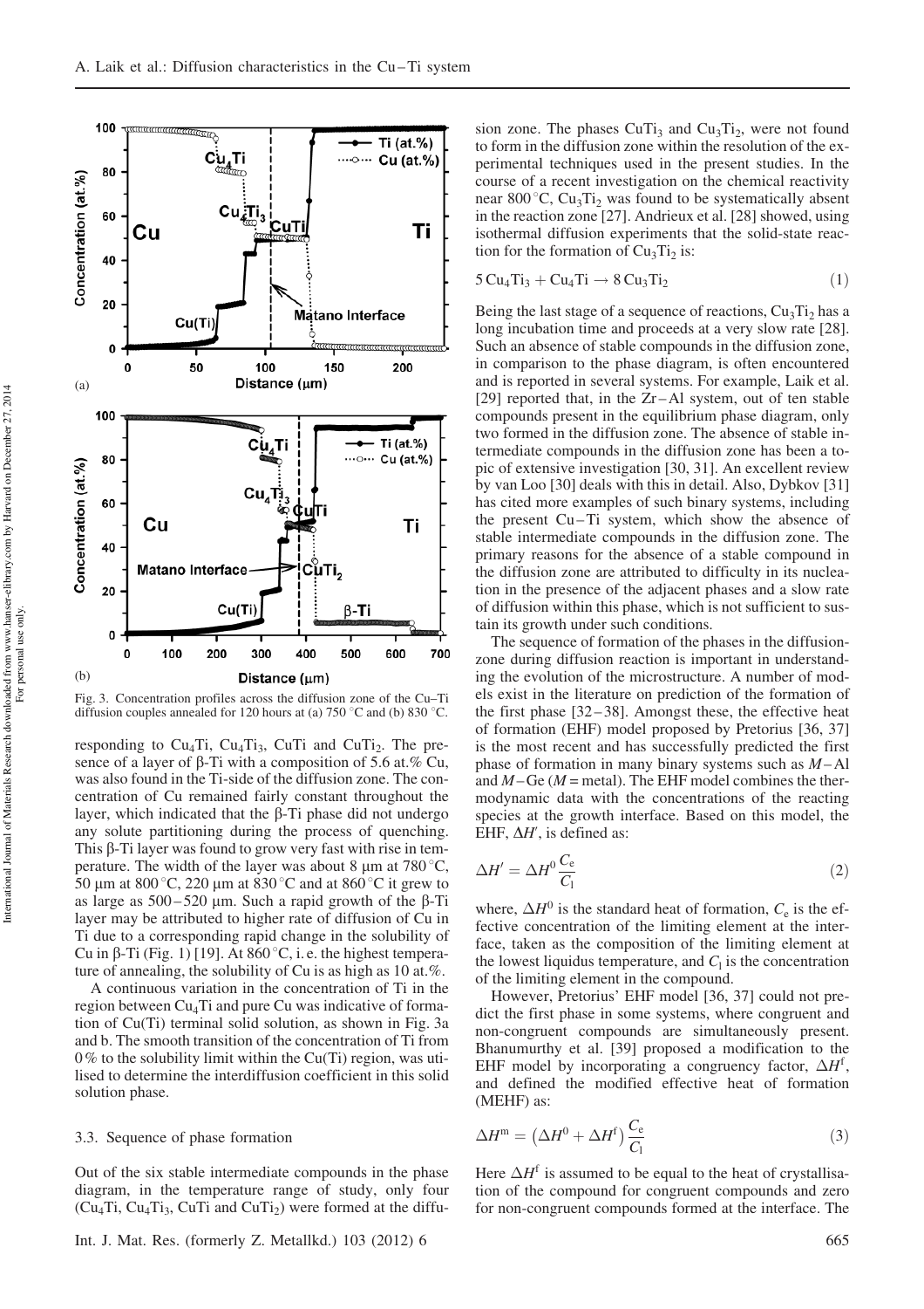Fig. 3. Concentration profiles across the diffusion zone of the Cu–Ti diffusion couples annealed for 120 hours at (a) 750 °C and (b) 830 °C.

responding to $Cu_4Ti$, $Cu_4Ti_3$, CuTi and $CuTi_2$. The presence of a layer of β-Ti with a composition of 5.6 at.% Cu, was also found in the Ti-side of the diffusion zone. The concentration of Cu remained fairly constant throughout the layer, which indicated that the β-Ti phase did not undergo any solute partitioning during the process of quenching. This β-Ti layer was found to grow very fast with rise in temperature. The width of the layer was about 8 μm at 780 °C, 50 μm at 800 °C, 220 μm at 830 °C and at 860 °C it grew to as large as 500–520 μm. Such a rapid growth of the β-Ti layer may be attributed to higher rate of diffusion of Cu in Ti due to a corresponding rapid change in the solubility of Cu in β-Ti (Fig. 1) [19]. At 860 °C, i. e. the highest temperature of annealing, the solubility of Cu is as high as 10 at.%.

A continuous variation in the concentration of Ti in the region between $Cu_4Ti$ and pure Cu was indicative of formation of Cu(Ti) terminal solid solution, as shown in Fig. 3a and b. The smooth transition of the concentration of Ti from 0% to the solubility limit within the Cu(Ti) region, was utilised to determine the interdiffusion coefficient in this solid solution phase.

### 3.3. Sequence of phase formation

Out of the six stable intermediate compounds in the phase diagram, in the temperature range of study, only four ($Cu_4Ti$, $Cu_4Ti_3$, CuTi and $CuTi_2$) were formed at the diffusion zone. The phases $CuTi_3$ and $Cu_3Ti_2$, were not found to form in the diffusion zone within the resolution of the experimental techniques used in the present studies. In the course of a recent investigation on the chemical reactivity near 800 °C, $Cu_3Ti_2$ was found to be systematically absent in the reaction zone [27]. Andrieux et al. [28] showed, using isothermal diffusion experiments that the solid-state reaction for the formation of $Cu_3Ti_2$ is:

$$5\,Cu_4Ti_3 + Cu_4Ti \rightarrow 8\,Cu_3Ti_2 \tag{1}$$

Being the last stage of a sequence of reactions, $Cu_3Ti_2$ has a long incubation time and proceeds at a very slow rate [28]. Such an absence of stable compounds in the diffusion zone, in comparison to the phase diagram, is often encountered and is reported in several systems. For example, Laik et al. [29] reported that, in the Zr–Al system, out of ten stable compounds present in the equilibrium phase diagram, only two formed in the diffusion zone. The absence of stable intermediate compounds in the diffusion zone has been a topic of extensive investigation [30, 31]. An excellent review by van Loo [30] deals with this in detail. Also, Dybkov [31] has cited more examples of such binary systems, including the present Cu–Ti system, which show the absence of stable intermediate compounds in the diffusion zone. The primary reasons for the absence of a stable compound in the diffusion zone are attributed to difficulty in its nucleation in the presence of the adjacent phases and a slow rate of diffusion within this phase, which is not sufficient to sustain its growth under such conditions.

The sequence of formation of the phases in the diffusion-zone during diffusion reaction is important in understanding the evolution of the microstructure. A number of models exist in the literature on prediction of the formation of the first phase [32–38]. Amongst these, the effective heat of formation (EHF) model proposed by Pretorius [36, 37] is the most recent and has successfully predicted the first phase of formation in many binary systems such as *M*–Al and *M*–Ge (*M* = metal). The EHF model combines the thermodynamic data with the concentrations of the reacting species at the growth interface. Based on this model, the EHF, $\Delta H'$, is defined as:

$$\Delta H' = \Delta H^0 \frac{C_e}{C_l} \tag{2}$$

where, $\Delta H^0$ is the standard heat of formation, $C_e$ is the effective concentration of the limiting element at the interface, taken as the composition of the limiting element at the lowest liquidus temperature, and $C_l$ is the concentration of the limiting element in the compound.

However, Pretorius' EHF model [36, 37] could not predict the first phase in some systems, where congruent and non-congruent compounds are simultaneously present. Bhanumurthy et al. [39] proposed a modification to the EHF model by incorporating a congruency factor, $\Delta H^f$, and defined the modified effective heat of formation (MEHF) as:

$$\Delta H^m = \left(\Delta H^0 + \Delta H^f\right) \frac{C_e}{C_l} \tag{3}$$

Here $\Delta H^f$ is assumed to be equal to the heat of crystallisation of the compound for congruent compounds and zero for non-congruent compounds formed at the interface. The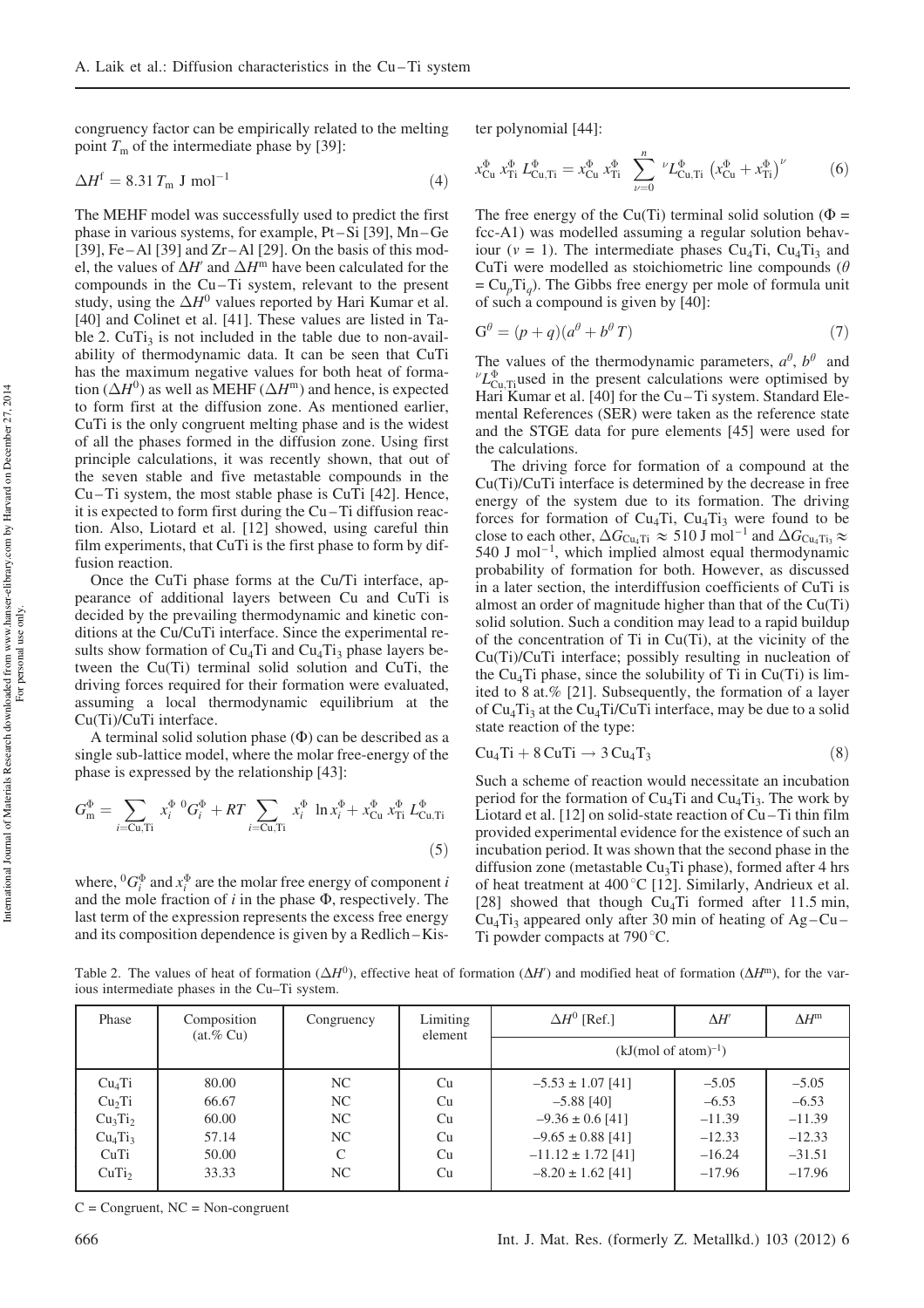congruency factor can be empirically related to the melting point $T_m$ of the intermediate phase by [39]:

$$\Delta H^f = 8.31\, T_m \text{ J mol}^{-1} \tag{4}$$

The MEHF model was successfully used to predict the first phase in various systems, for example, Pt–Si [39], Mn–Ge [39], Fe–Al [39] and Zr–Al [29]. On the basis of this model, the values of $\Delta H'$ and $\Delta H^m$ have been calculated for the compounds in the Cu–Ti system, relevant to the present study, using the $\Delta H^0$ values reported by Hari Kumar et al. [40] and Colinet et al. [41]. These values are listed in Table 2. $CuTi_3$ is not included in the table due to non-availability of thermodynamic data. It can be seen that CuTi has the maximum negative values for both heat of formation ($\Delta H^0$) as well as MEHF ($\Delta H^m$) and hence, is expected to form first at the diffusion zone. As mentioned earlier, CuTi is the only congruent melting phase and is the widest of all the phases formed in the diffusion zone. Using first principle calculations, it was recently shown, that out of the seven stable and five metastable compounds in the Cu–Ti system, the most stable phase is CuTi [42]. Hence, it is expected to form first during the Cu–Ti diffusion reaction. Also, Liotard et al. [12] showed, using careful thin film experiments, that CuTi is the first phase to form by diffusion reaction.

Once the CuTi phase forms at the Cu/Ti interface, appearance of additional layers between Cu and CuTi is decided by the prevailing thermodynamic and kinetic conditions at the Cu/CuTi interface. Since the experimental results show formation of $Cu_4Ti$ and $Cu_4Ti_3$ phase layers between the Cu(Ti) terminal solid solution and CuTi, the driving forces required for their formation were evaluated, assuming a local thermodynamic equilibrium at the Cu(Ti)/CuTi interface.

A terminal solid solution phase ($\Phi$) can be described as a single sub-lattice model, where the molar free-energy of the phase is expressed by the relationship [43]:

$$G_m^{\Phi} = \sum_{i=\text{Cu,Ti}} x_i^{\Phi}\, {}^0G_i^{\Phi} + RT \sum_{i=\text{Cu,Ti}} x_i^{\Phi} \ln x_i^{\Phi} + x_{\text{Cu}}^{\Phi}\, x_{\text{Ti}}^{\Phi}\, L_{\text{Cu,Ti}}^{\Phi} \tag{5}$$

where, ${}^0G_i^{\Phi}$ and $x_i^{\Phi}$ are the molar free energy of component $i$ and the mole fraction of $i$ in the phase $\Phi$, respectively. The last term of the expression represents the excess free energy and its composition dependence is given by a Redlich–Kister polynomial [44]:

$$x_{\text{Cu}}^{\Phi}\, x_{\text{Ti}}^{\Phi}\, L_{\text{Cu,Ti}}^{\Phi} = x_{\text{Cu}}^{\Phi}\, x_{\text{Ti}}^{\Phi} \sum_{\nu=0}^{n} {}^{\nu}L_{\text{Cu,Ti}}^{\Phi} \left(x_{\text{Cu}}^{\Phi} + x_{\text{Ti}}^{\Phi}\right)^{\nu} \tag{6}$$

The free energy of the Cu(Ti) terminal solid solution ($\Phi$ = fcc-A1) was modelled assuming a regular solution behaviour ($\nu = 1$). The intermediate phases $Cu_4Ti$, $Cu_4Ti_3$ and CuTi were modelled as stoichiometric line compounds ($\theta = Cu_pTi_q$). The Gibbs free energy per mole of formula unit of such a compound is given by [40]:

$$G^{\theta} = (p+q)(a^{\theta} + b^{\theta} T) \tag{7}$$

The values of the thermodynamic parameters, $a^{\theta}$, $b^{\theta}$ and ${}^{\nu}L_{\text{Cu,Ti}}^{\Phi}$ used in the present calculations were optimised by Hari Kumar et al. [40] for the Cu–Ti system. Standard Elemental References (SER) were taken as the reference state and the STGE data for pure elements [45] were used for the calculations.

The driving force for formation of a compound at the Cu(Ti)/CuTi interface is determined by the decrease in free energy of the system due to its formation. The driving forces for formation of $Cu_4Ti$, $Cu_4Ti_3$ were found to be close to each other, $\Delta G_{Cu_4Ti} \approx 510$ J mol$^{-1}$ and $\Delta G_{Cu_4Ti_3} \approx 540$ J mol$^{-1}$, which implied almost equal thermodynamic probability of formation for both. However, as discussed in a later section, the interdiffusion coefficients of CuTi is almost an order of magnitude higher than that of the Cu(Ti) solid solution. Such a condition may lead to a rapid buildup of the concentration of Ti in Cu(Ti), at the vicinity of the Cu(Ti)/CuTi interface; possibly resulting in nucleation of the $Cu_4Ti$ phase, since the solubility of Ti in Cu(Ti) is limited to 8 at.% [21]. Subsequently, the formation of a layer of $Cu_4Ti_3$ at the $Cu_4Ti$/CuTi interface, may be due to a solid state reaction of the type:

$$Cu_4Ti + 8\,CuTi \rightarrow 3\,Cu_4T_3 \tag{8}$$

Such a scheme of reaction would necessitate an incubation period for the formation of $Cu_4Ti$ and $Cu_4Ti_3$. The work by Liotard et al. [12] on solid-state reaction of Cu–Ti thin film provided experimental evidence for the existence of such an incubation period. It was shown that the second phase in the diffusion zone (metastable $Cu_3Ti$ phase), formed after 4 hrs of heat treatment at 400 °C [12]. Similarly, Andrieux et al. [28] showed that though $Cu_4Ti$ formed after 11.5 min, $Cu_4Ti_3$ appeared only after 30 min of heating of Ag–Cu–Ti powder compacts at 790 °C.

Table 2. The values of heat of formation ($\Delta H^0$), effective heat of formation ($\Delta H'$) and modified heat of formation ($\Delta H^m$), for the various intermediate phases in the Cu–Ti system.

| Phase | Composition (at.% Cu) | Congruency | Limiting element | $\Delta H^0$ [Ref.] | $\Delta H'$ | $\Delta H^m$ |
|---|---|---|---|---|---|---|
| | | | | (kJ(mol of atom)$^{-1}$) | | |
| $Cu_4Ti$ | 80.00 | NC | Cu | −5.53 ± 1.07 [41] | −5.05 | −5.05 |
| $Cu_2Ti$ | 66.67 | NC | Cu | −5.88 [40] | −6.53 | −6.53 |
| $Cu_3Ti_2$ | 60.00 | NC | Cu | −9.36 ± 0.6 [41] | −11.39 | −11.39 |
| $Cu_4Ti_3$ | 57.14 | NC | Cu | −9.65 ± 0.88 [41] | −12.33 | −12.33 |
| CuTi | 50.00 | C | Cu | −11.12 ± 1.72 [41] | −16.24 | −31.51 |
| $CuTi_2$ | 33.33 | NC | Cu | −8.20 ± 1.62 [41] | −17.96 | −17.96 |

C = Congruent, NC = Non-congruent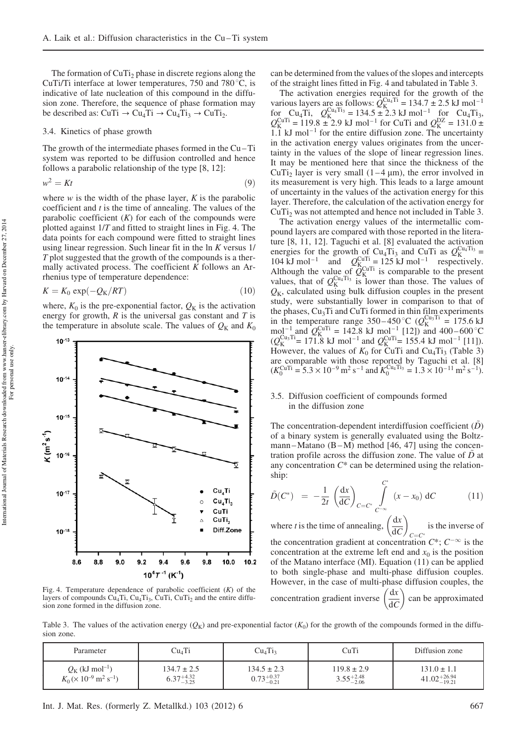The formation of $CuTi_2$ phase in discrete regions along the CuTi/Ti interface at lower temperatures, 750 and 780 °C, is indicative of late nucleation of this compound in the diffusion zone. Therefore, the sequence of phase formation may be described as: $CuTi \rightarrow Cu_4Ti \rightarrow Cu_4Ti_3 \rightarrow CuTi_2$.

### 3.4. Kinetics of phase growth

The growth of the intermediate phases formed in the Cu–Ti system was reported to be diffusion controlled and hence follows a parabolic relationship of the type [8, 12]:

$$w^2 = Kt \tag{9}$$

where $w$ is the width of the phase layer, $K$ is the parabolic coefficient and $t$ is the time of annealing. The values of the parabolic coefficient ($K$) for each of the compounds were plotted against $1/T$ and fitted to straight lines in Fig. 4. The data points for each compound were fitted to straight lines using linear regression. Such linear fit in the ln $K$ versus $1/T$ plot suggested that the growth of the compounds is a thermally activated process. The coefficient $K$ follows an Arrhenius type of temperature dependence:

$$K = K_0 \exp(-Q_K/RT) \tag{10}$$

where, $K_0$ is the pre-exponential factor, $Q_K$ is the activation energy for growth, $R$ is the universal gas constant and $T$ is the temperature in absolute scale. The values of $Q_K$ and $K_0$ can be determined from the values of the slopes and intercepts of the straight lines fitted in Fig. 4 and tabulated in Table 3.

Fig. 4. Temperature dependence of parabolic coefficient ($K$) of the layers of compounds $Cu_4Ti$, $Cu_4Ti_3$, CuTi, $CuTi_2$ and the entire diffusion zone formed in the diffusion zone.

The activation energies required for the growth of the various layers are as follows: $Q_K^{Cu_4Ti} = 134.7 \pm 2.5$ kJ mol$^{-1}$ for $Cu_4Ti$, $Q_K^{Cu_4Ti_3} = 134.5 \pm 2.3$ kJ mol$^{-1}$ for $Cu_4Ti_3$, $Q_K^{CuTi} = 119.8 \pm 2.9$ kJ mol$^{-1}$ for CuTi and $Q_K^{DZ} = 131.0 \pm 1.1$ kJ mol$^{-1}$ for the entire diffusion zone. The uncertainty in the activation energy values originates from the uncertainty in the values of the slope of linear regression lines. It may be mentioned here that since the thickness of the $CuTi_2$ layer is very small (1–4 μm), the error involved in its measurement is very high. This leads to a large amount of uncertainty in the values of the activation energy for this layer. Therefore, the calculation of the activation energy for $CuTi_2$ was not attempted and hence not included in Table 3.

The activation energy values of the intermetallic compound layers are compared with those reported in the literature [8, 11, 12]. Taguchi et al. [8] evaluated the activation energies for the growth of $Cu_4Ti_3$ and CuTi as $Q_K^{Cu_4Ti_3} = 104$ kJ mol$^{-1}$ and $Q_K^{CuTi} = 125$ kJ mol$^{-1}$ respectively. Although the value of $Q_K^{CuTi}$ is comparable to the present values, that of $Q_K^{Cu_4Ti_3}$ is lower than those. The values of $Q_K$, calculated using bulk diffusion couples in the present study, were substantially lower in comparison to that of the phases, $Cu_3Ti$ and CuTi formed in thin film experiments in the temperature range 350–450 °C ($Q_K^{Cu_3Ti} = 175.6$ kJ mol$^{-1}$ and $Q_K^{CuTi} = 142.8$ kJ mol$^{-1}$ [12]) and 400–600 °C ($Q_K^{Cu_3Ti} = 171.8$ kJ mol$^{-1}$ and $Q_K^{CuTi} = 155.4$ kJ mol$^{-1}$ [11]). However, the values of $K_0$ for CuTi and $Cu_4Ti_3$ (Table 3) are comparable with those reported by Taguchi et al. [8] ($K_0^{CuTi} = 5.3 \times 10^{-9}$ m$^2$ s$^{-1}$ and $K_0^{Cu_4Ti_3} = 1.3 \times 10^{-11}$ m$^2$ s$^{-1}$).

### 3.5. Diffusion coefficient of compounds formed in the diffusion zone

The concentration-dependent interdiffusion coefficient ($\tilde{D}$) of a binary system is generally evaluated using the Boltzmann–Matano (B–M) method [46, 47] using the concentration profile across the diffusion zone. The value of $\tilde{D}$ at any concentration $C^*$ can be determined using the relationship:

$$\tilde{D}(C^*) = -\frac{1}{2t}\left(\frac{dx}{dC}\right)_{C=C^*} \int_{C^{-\infty}}^{C^*} (x - x_0)\, dC \tag{11}$$

where $t$ is the time of annealing, $\left(\frac{dx}{dC}\right)_{C=C^*}$ is the inverse of the concentration gradient at concentration $C^*$; $C^{-\infty}$ is the concentration at the extreme left end and $x_0$ is the position of the Matano interface (MI). Equation (11) can be applied to both single-phase and multi-phase diffusion couples. However, in the case of multi-phase diffusion couples, the concentration gradient inverse $\left(\frac{dx}{dC}\right)$ can be approximated

Table 3. The values of the activation energy ($Q_K$) and pre-exponential factor ($K_0$) for the growth of the compounds formed in the diffusion zone.

| Parameter | $Cu_4Ti$ | $Cu_4Ti_3$ | CuTi | Diffusion zone |
|---|---|---|---|---|
| $Q_K$ (kJ mol$^{-1}$) | $134.7 \pm 2.5$ | $134.5 \pm 2.3$ | $119.8 \pm 2.9$ | $131.0 \pm 1.1$ |
| $K_0$ ($\times 10^{-9}$ m$^2$ s$^{-1}$) | $6.37^{+4.32}_{-3.25}$ | $0.73^{+0.37}_{-0.21}$ | $3.55^{+2.48}_{-2.06}$ | $41.02^{+26.94}_{-19.21}$ |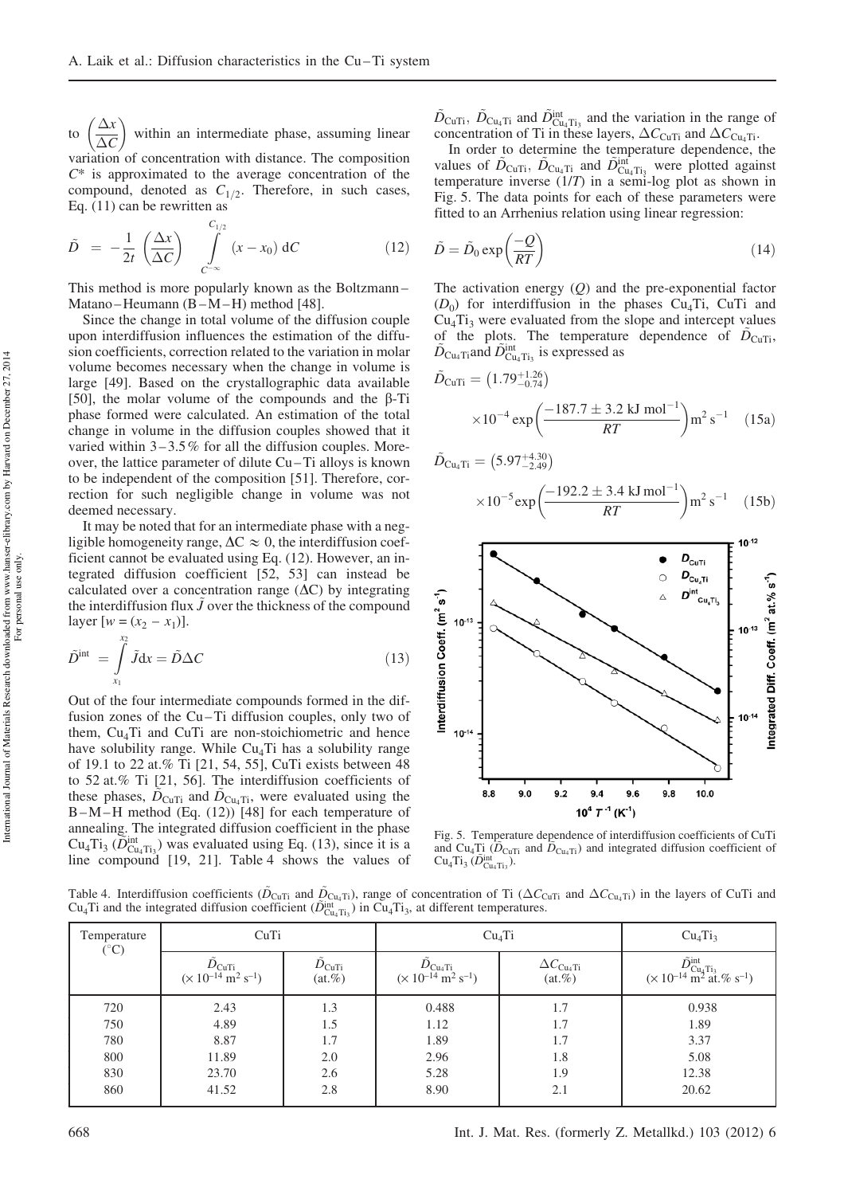to $\left(\frac{\Delta x}{\Delta C}\right)$ within an intermediate phase, assuming linear variation of concentration with distance. The composition $C^*$ is approximated to the average concentration of the compound, denoted as $C_{1/2}$. Therefore, in such cases, Eq. (11) can be rewritten as

$$\tilde{D} = -\frac{1}{2t}\left(\frac{\Delta x}{\Delta C}\right)\int_{C^{-\infty}}^{C_{1/2}} (x - x_0)\,dC \tag{12}$$

This method is more popularly known as the Boltzmann–Matano–Heumann (B–M–H) method [48].

Since the change in total volume of the diffusion couple upon interdiffusion influences the estimation of the diffusion coefficients, correction related to the variation in molar volume becomes necessary when the change in volume is large [49]. Based on the crystallographic data available [50], the molar volume of the compounds and the β-Ti phase formed were calculated. An estimation of the total change in volume in the diffusion couples showed that it varied within 3–3.5% for all the diffusion couples. Moreover, the lattice parameter of dilute Cu–Ti alloys is known to be independent of the composition [51]. Therefore, correction for such negligible change in volume was not deemed necessary.

It may be noted that for an intermediate phase with a negligible homogeneity range, $\Delta C \approx 0$, the interdiffusion coefficient cannot be evaluated using Eq. (12). However, an integrated diffusion coefficient [52, 53] can instead be calculated over a concentration range ($\Delta C$) by integrating the interdiffusion flux $\tilde{J}$ over the thickness of the compound layer [$w = (x_2 - x_1)$].

$$\tilde{D}^{int} = \int_{x_1}^{x_2} \tilde{J}\,dx = \tilde{D}\Delta C \tag{13}$$

Out of the four intermediate compounds formed in the diffusion zones of the Cu–Ti diffusion couples, only two of them, $Cu_4Ti$ and CuTi are non-stoichiometric and hence have solubility range. While $Cu_4Ti$ has a solubility range of 19.1 to 22 at.% Ti [21, 54, 55], CuTi exists between 48 to 52 at.% Ti [21, 56]. The interdiffusion coefficients of these phases, $\tilde{D}_{CuTi}$ and $\tilde{D}_{Cu_4Ti}$, were evaluated using the B–M–H method (Eq. (12)) [48] for each temperature of annealing. The integrated diffusion coefficient in the phase $Cu_4Ti_3$ ($\tilde{D}^{int}_{Cu_4Ti_3}$) was evaluated using Eq. (13), since it is a line compound [19, 21]. Table 4 shows the values of $\tilde{D}_{CuTi}$, $\tilde{D}_{Cu_4Ti}$ and $\tilde{D}^{int}_{Cu_4Ti_3}$ and the variation in the range of concentration of Ti in these layers, $\Delta C_{CuTi}$ and $\Delta C_{Cu_4Ti}$.

In order to determine the temperature dependence, the values of $\tilde{D}_{CuTi}$, $\tilde{D}_{Cu_4Ti}$ and $\tilde{D}^{int}_{Cu_4Ti_3}$ were plotted against temperature inverse ($1/T$) in a semi-log plot as shown in Fig. 5. The data points for each of these parameters were fitted to an Arrhenius relation using linear regression:

$$\tilde{D} = \tilde{D}_0 \exp\left(\frac{-Q}{RT}\right) \tag{14}$$

The activation energy ($Q$) and the pre-exponential factor ($D_0$) for interdiffusion in the phases $Cu_4Ti$, CuTi and $Cu_4Ti_3$ were evaluated from the slope and intercept values of the plots. The temperature dependence of $\tilde{D}_{CuTi}$, $\tilde{D}_{Cu_4Ti}$ and $\tilde{D}^{int}_{Cu_4Ti_3}$ is expressed as

$$\tilde{D}_{CuTi} = \left(1.79^{+1.26}_{-0.74}\right) \times 10^{-4} \exp\left(\frac{-187.7 \pm 3.2\ \text{kJ mol}^{-1}}{RT}\right) \text{m}^2\,\text{s}^{-1} \tag{15a}$$

$$\tilde{D}_{Cu_4Ti} = \left(5.97^{+4.30}_{-2.49}\right) \times 10^{-5} \exp\left(\frac{-192.2 \pm 3.4\ \text{kJ mol}^{-1}}{RT}\right) \text{m}^2\,\text{s}^{-1} \tag{15b}$$

Fig. 5. Temperature dependence of interdiffusion coefficients of CuTi and $Cu_4Ti$ ($\tilde{D}_{CuTi}$ and $\tilde{D}_{Cu_4Ti}$) and integrated diffusion coefficient of $Cu_4Ti_3$ ($\tilde{D}^{int}_{Cu_4Ti_3}$).

Table 4. Interdiffusion coefficients ($\tilde{D}_{CuTi}$ and $\tilde{D}_{Cu_4Ti}$), range of concentration of Ti ($\Delta C_{CuTi}$ and $\Delta C_{Cu_4Ti}$) in the layers of CuTi and $Cu_4Ti$ and the integrated diffusion coefficient ($\tilde{D}^{int}_{Cu_4Ti_3}$) in $Cu_4Ti_3$, at different temperatures.

| Temperature (°C) | CuTi | | $Cu_4Ti$ | | $Cu_4Ti_3$ |
|---|---|---|---|---|---|
| | $\tilde{D}_{CuTi}$ ($\times 10^{-14}$ m$^2$ s$^{-1}$) | $\Delta C_{CuTi}$ (at.%) | $\tilde{D}_{Cu_4Ti}$ ($\times 10^{-14}$ m$^2$ s$^{-1}$) | $\Delta C_{Cu_4Ti}$ (at.%) | $\tilde{D}^{int}_{Cu_4Ti_3}$ ($\times 10^{-14}$ m$^2$ at.% s$^{-1}$) |
| 720 | 2.43 | 1.3 | 0.488 | 1.7 | 0.938 |
| 750 | 4.89 | 1.5 | 1.12 | 1.7 | 1.89 |
| 780 | 8.87 | 1.7 | 1.89 | 1.7 | 3.37 |
| 800 | 11.89 | 2.0 | 2.96 | 1.8 | 5.08 |
| 830 | 23.70 | 2.6 | 5.28 | 1.9 | 12.38 |
| 860 | 41.52 | 2.8 | 8.90 | 2.1 | 20.62 |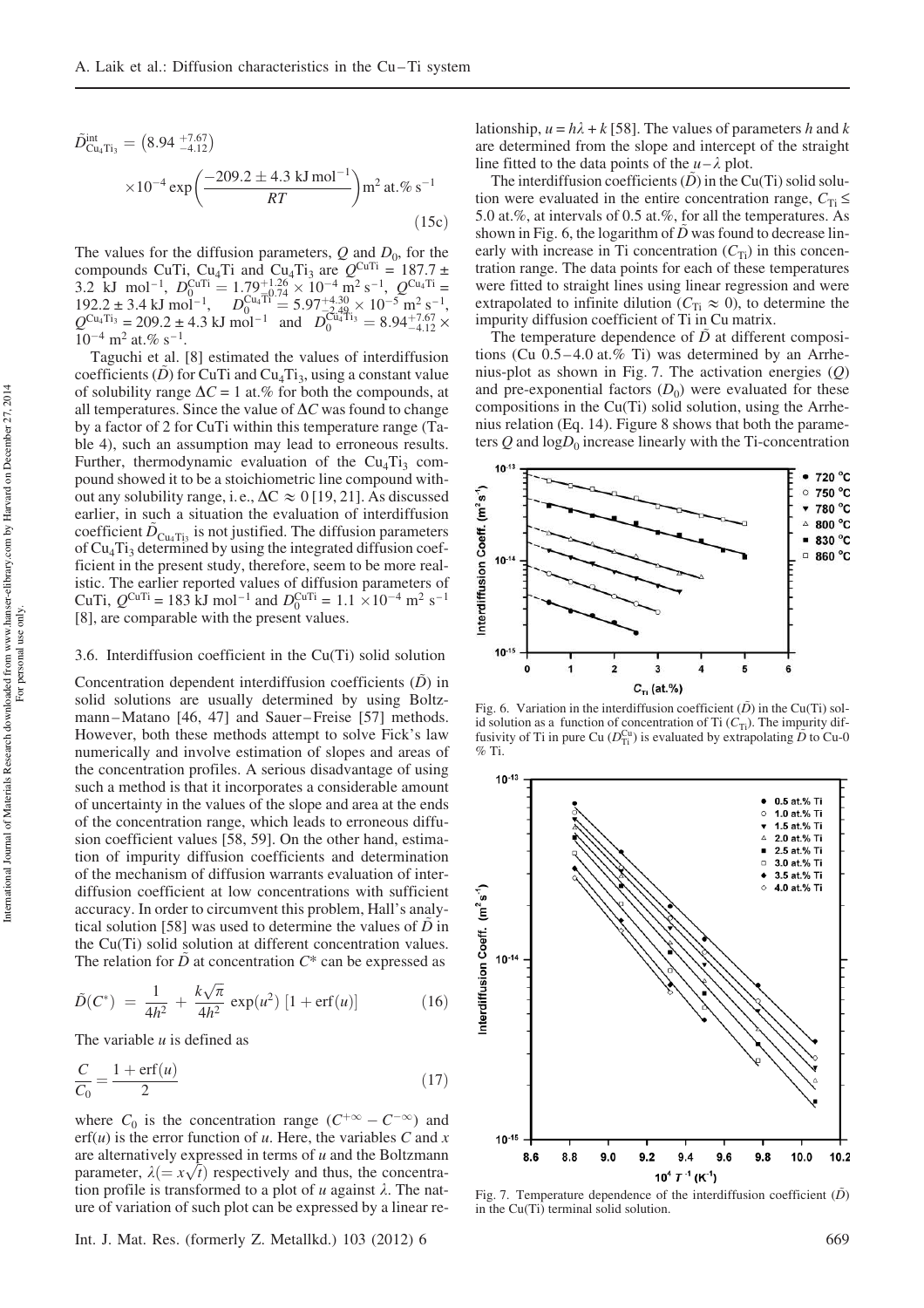$$\tilde{D}^{int}_{Cu_4Ti_3} = \left(8.94\,^{+7.67}_{-4.12}\right) \times 10^{-4} \exp\left(\frac{-209.2 \pm 4.3\ \text{kJ mol}^{-1}}{RT}\right) \text{m}^2\ \text{at.\%}\ \text{s}^{-1} \tag{15c}$$

The values for the diffusion parameters, $Q$ and $D_0$, for the compounds CuTi, $Cu_4Ti$ and $Cu_4Ti_3$ are $Q^{CuTi} = 187.7 \pm 3.2$ kJ mol$^{-1}$, $D_0^{CuTi} = 1.79^{+1.26}_{-0.74} \times 10^{-4}$ m$^2$ s$^{-1}$, $Q^{Cu_4Ti} = 192.2 \pm 3.4$ kJ mol$^{-1}$, $D_0^{Cu_4Ti} = 5.97^{+4.30}_{-2.49} \times 10^{-5}$ m$^2$ s$^{-1}$, $Q^{Cu_4Ti_3} = 209.2 \pm 4.3$ kJ mol$^{-1}$ and $D_0^{Cu_4Ti_3} = 8.94^{+7.67}_{-4.12} \times 10^{-4}$ m$^2$ at.% s$^{-1}$.

Taguchi et al. [8] estimated the values of interdiffusion coefficients ($\tilde{D}$) for CuTi and $Cu_4Ti_3$, using a constant value of solubility range $\Delta C = 1$ at.% for both the compounds, at all temperatures. Since the value of $\Delta C$ was found to change by a factor of 2 for CuTi within this temperature range (Table 4), such an assumption may lead to erroneous results. Further, thermodynamic evaluation of the $Cu_4Ti_3$ compound showed it to be a stoichiometric line compound without any solubility range, i.e., $\Delta C \approx 0$ [19, 21]. As discussed earlier, in such a situation the evaluation of interdiffusion coefficient $\tilde{D}_{Cu_4Ti_3}$ is not justified. The diffusion parameters of $Cu_4Ti_3$ determined by using the integrated diffusion coefficient in the present study, therefore, seem to be more realistic. The earlier reported values of diffusion parameters of CuTi, $Q^{CuTi} = 183$ kJ mol$^{-1}$ and $D_0^{CuTi} = 1.1 \times 10^{-4}$ m$^2$ s$^{-1}$ [8], are comparable with the present values.

### 3.6. Interdiffusion coefficient in the Cu(Ti) solid solution

Concentration dependent interdiffusion coefficients ($\tilde{D}$) in solid solutions are usually determined by using Boltzmann–Matano [46, 47] and Sauer–Freise [57] methods. However, both these methods attempt to solve Fick's law numerically and involve estimation of slopes and areas of the concentration profiles. A serious disadvantage of using such a method is that it incorporates a considerable amount of uncertainty in the values of the slope and area at the ends of the concentration range, which leads to erroneous diffusion coefficient values [58, 59]. On the other hand, estimation of impurity diffusion coefficients and determination of the mechanism of diffusion warrants evaluation of interdiffusion coefficient at low concentrations with sufficient accuracy. In order to circumvent this problem, Hall's analytical solution [58] was used to determine the values of $\tilde{D}$ in the Cu(Ti) solid solution at different concentration values. The relation for $\tilde{D}$ at concentration $C^*$ can be expressed as

$$\tilde{D}(C^*) = \frac{1}{4h^2} + \frac{k\sqrt{\pi}}{4h^2} \exp(u^2)\,[1 + \text{erf}(u)] \tag{16}$$

The variable $u$ is defined as

$$\frac{C}{C_0} = \frac{1 + \text{erf}(u)}{2} \tag{17}$$

where $C_0$ is the concentration range ($C^{+\infty} - C^{-\infty}$) and $\text{erf}(u)$ is the error function of $u$. Here, the variables $C$ and $x$ are alternatively expressed in terms of $u$ and the Boltzmann parameter, $\lambda (= x\sqrt{t})$ respectively and thus, the concentration profile is transformed to a plot of $u$ against $\lambda$. The nature of variation of such plot can be expressed by a linear relationship, $u = h\lambda + k$ [58]. The values of parameters $h$ and $k$ are determined from the slope and intercept of the straight line fitted to the data points of the $u$–$\lambda$ plot.

The interdiffusion coefficients ($\tilde{D}$) in the Cu(Ti) solid solution were evaluated in the entire concentration range, $C_{Ti} \leq 5.0$ at.%, at intervals of 0.5 at.%, for all the temperatures. As shown in Fig. 6, the logarithm of $\tilde{D}$ was found to decrease linearly with increase in Ti concentration ($C_{Ti}$) in this concentration range. The data points for each of these temperatures were fitted to straight lines using linear regression and were extrapolated to infinite dilution ($C_{Ti} \approx 0$), to determine the impurity diffusion coefficient of Ti in Cu matrix.

The temperature dependence of $\tilde{D}$ at different compositions (Cu 0.5–4.0 at.% Ti) was determined by an Arrhenius-plot as shown in Fig. 7. The activation energies ($Q$) and pre-exponential factors ($D_0$) were evaluated for these compositions in the Cu(Ti) solid solution, using the Arrhenius relation (Eq. 14). Figure 8 shows that both the parameters $Q$ and $\log D_0$ increase linearly with the Ti-concentration

Fig. 6. Variation in the interdiffusion coefficient ($\tilde{D}$) in the Cu(Ti) solid solution as a function of concentration of Ti ($C_{Ti}$). The impurity diffusivity of Ti in pure Cu ($D_{Ti}^{Cu}$) is evaluated by extrapolating $\tilde{D}$ to Cu-0 % Ti.

Fig. 7. Temperature dependence of the interdiffusion coefficient ($\tilde{D}$) in the Cu(Ti) terminal solid solution.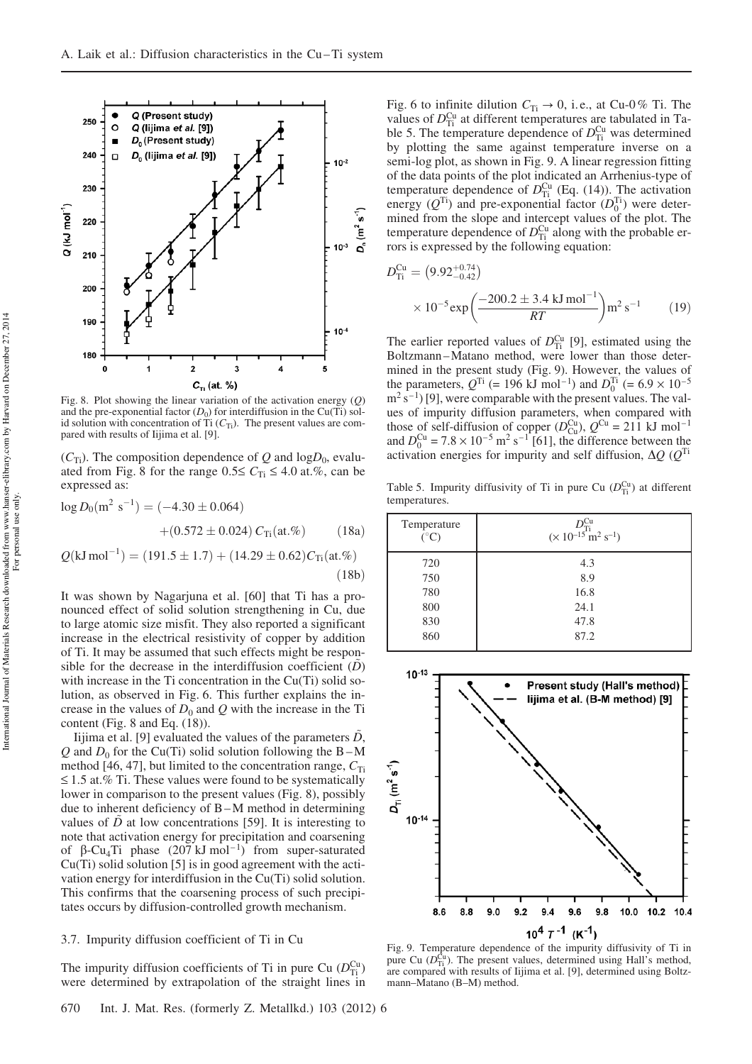Fig. 8. Plot showing the linear variation of the activation energy ($Q$) and the pre-exponential factor ($D_0$) for interdiffusion in the Cu(Ti) solid solution with concentration of Ti ($C_{Ti}$). The present values are compared with results of Iijima et al. [9].

($C_{Ti}$). The composition dependence of $Q$ and $\log D_0$, evaluated from Fig. 8 for the range $0.5 \le C_{Ti} \le 4.0$ at.%, can be expressed as:

$$\log D_0(\mathrm{m^2\ s^{-1}}) = (-4.30 \pm 0.064) + (0.572 \pm 0.024)\, C_{Ti}(\mathrm{at.\%}) \qquad (18a)$$

$$Q(\mathrm{kJ\,mol^{-1}}) = (191.5 \pm 1.7) + (14.29 \pm 0.62) C_{Ti}(\mathrm{at.\%}) \qquad (18b)$$

It was shown by Nagarjuna et al. [60] that Ti has a pronounced effect of solid solution strengthening in Cu, due to large atomic size misfit. They also reported a significant increase in the electrical resistivity of copper by addition of Ti. It may be assumed that such effects might be responsible for the decrease in the interdiffusion coefficient ($\tilde{D}$) with increase in the Ti concentration in the Cu(Ti) solid solution, as observed in Fig. 6. This further explains the increase in the values of $D_0$ and $Q$ with the increase in the Ti content (Fig. 8 and Eq. (18)).

Iijima et al. [9] evaluated the values of the parameters $\tilde{D}$, $Q$ and $D_0$ for the Cu(Ti) solid solution following the B–M method [46, 47], but limited to the concentration range, $C_{Ti} \le 1.5$ at.% Ti. These values were found to be systematically lower in comparison to the present values (Fig. 8), possibly due to inherent deficiency of B–M method in determining values of $\tilde{D}$ at low concentrations [59]. It is interesting to note that activation energy for precipitation and coarsening of β-$Cu_4Ti$ phase (207 kJ mol$^{-1}$) from super-saturated Cu(Ti) solid solution [5] is in good agreement with the activation energy for interdiffusion in the Cu(Ti) solid solution. This confirms that the coarsening process of such precipitates occurs by diffusion-controlled growth mechanism.

### 3.7. Impurity diffusion coefficient of Ti in Cu

The impurity diffusion coefficients of Ti in pure Cu ($D_{Ti}^{Cu}$) were determined by extrapolation of the straight lines in Fig. 6 to infinite dilution $C_{Ti} \to 0$, i.e., at Cu-0% Ti. The values of $D_{Ti}^{Cu}$ at different temperatures are tabulated in Table 5. The temperature dependence of $D_{Ti}^{Cu}$ was determined by plotting the same against temperature inverse on a semi-log plot, as shown in Fig. 9. A linear regression fitting of the data points of the plot indicated an Arrhenius-type of temperature dependence of $D_{Ti}^{Cu}$ (Eq. (14)). The activation energy ($Q^{Ti}$) and pre-exponential factor ($D_0^{Ti}$) were determined from the slope and intercept values of the plot. The temperature dependence of $D_{Ti}^{Cu}$ along with the probable errors is expressed by the following equation:

$$D_{Ti}^{Cu} = \left(9.92^{+0.74}_{-0.42}\right) \times 10^{-5} \exp\left(\frac{-200.2 \pm 3.4\ \mathrm{kJ\,mol^{-1}}}{RT}\right) \mathrm{m^2\,s^{-1}} \qquad (19)$$

The earlier reported values of $D_{Ti}^{Cu}$ [9], estimated using the Boltzmann–Matano method, were lower than those determined in the present study (Fig. 9). However, the values of the parameters, $Q^{Ti}$ (= 196 kJ mol$^{-1}$) and $D_0^{Ti}$ (= $6.9 \times 10^{-5}$ m$^2$ s$^{-1}$) [9], were comparable with the present values. The values of impurity diffusion parameters, when compared with those of self-diffusion of copper ($D_{Cu}^{Cu}$), $Q^{Cu}$ = 211 kJ mol$^{-1}$ and $D_0^{Cu} = 7.8 \times 10^{-5}$ m$^2$ s$^{-1}$ [61], the difference between the activation energies for impurity and self diffusion, $\Delta Q$ ($Q^{Ti}$

Table 5. Impurity diffusivity of Ti in pure Cu ($D_{Ti}^{Cu}$) at different temperatures.

| Temperature (°C) | $D_{Ti}^{Cu}$ ($\times 10^{-15}$ m$^2$ s$^{-1}$) |
|---|---|
| 720 | 4.3 |
| 750 | 8.9 |
| 780 | 16.8 |
| 800 | 24.1 |
| 830 | 47.8 |
| 860 | 87.2 |

Fig. 9. Temperature dependence of the impurity diffusivity of Ti in pure Cu ($D_{Ti}^{Cu}$). The present values, determined using Hall's method, are compared with results of Iijima et al. [9], determined using Boltzmann–Matano (B–M) method.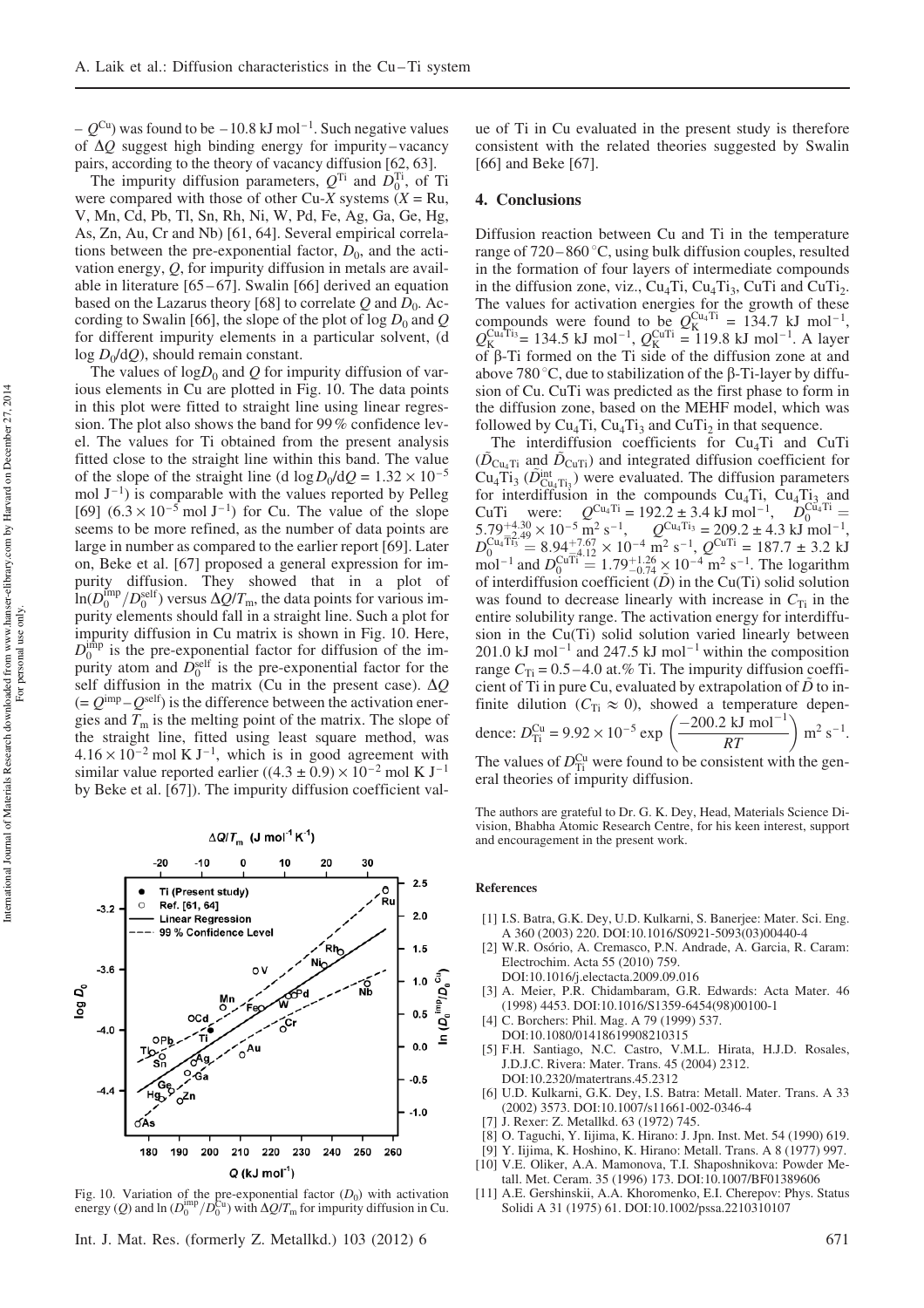– $Q^{Cu}$) was found to be –10.8 kJ mol$^{-1}$. Such negative values of $\Delta Q$ suggest high binding energy for impurity–vacancy pairs, according to the theory of vacancy diffusion [62, 63].

The impurity diffusion parameters, $Q^{Ti}$ and $D_0^{Ti}$, of Ti were compared with those of other Cu-$X$ systems ($X$ = Ru, V, Mn, Cd, Pb, Tl, Sn, Rh, Ni, W, Pd, Fe, Ag, Ga, Ge, Hg, As, Zn, Au, Cr and Nb) [61, 64]. Several empirical correlations between the pre-exponential factor, $D_0$, and the activation energy, $Q$, for impurity diffusion in metals are available in literature [65–67]. Swalin [66] derived an equation based on the Lazarus theory [68] to correlate $Q$ and $D_0$. According to Swalin [66], the slope of the plot of log $D_0$ and $Q$ for different impurity elements in a particular solvent, (d log $D_0$/d$Q$), should remain constant.

The values of log$D_0$ and $Q$ for impurity diffusion of various elements in Cu are plotted in Fig. 10. The data points in this plot were fitted to straight line using linear regression. The plot also shows the band for 99 % confidence level. The values for Ti obtained from the present analysis fitted close to the straight line within this band. The value of the slope of the straight line (d log$D_0$/d$Q$ = $1.32 \times 10^{-5}$ mol J$^{-1}$) is comparable with the values reported by Pelleg [69] ($6.3 \times 10^{-5}$ mol J$^{-1}$) for Cu. The value of the slope seems to be more refined, as the number of data points are large in number as compared to the earlier report [69]. Later on, Beke et al. [67] proposed a general expression for impurity diffusion. They showed that in a plot of $\ln(D_0^{imp}/D_0^{self})$ versus $\Delta Q/T_m$, the data points for various impurity elements should fall in a straight line. Such a plot for impurity diffusion in Cu matrix is shown in Fig. 10. Here, $D_0^{imp}$ is the pre-exponential factor for diffusion of the impurity atom and $D_0^{self}$ is the pre-exponential factor for the self diffusion in the matrix (Cu in the present case). $\Delta Q$ (= $Q^{imp} - Q^{self}$) is the difference between the activation energies and $T_m$ is the melting point of the matrix. The slope of the straight line, fitted using least square method, was $4.16 \times 10^{-2}$ mol K J$^{-1}$, which is in good agreement with similar value reported earlier (($4.3 \pm 0.9) \times 10^{-2}$ mol K J$^{-1}$ by Beke et al. [67]). The impurity diffusion coefficient value of Ti in Cu evaluated in the present study is therefore consistent with the related theories suggested by Swalin [66] and Beke [67].

Fig. 10. Variation of the pre-exponential factor ($D_0$) with activation energy ($Q$) and $\ln(D_0^{imp}/D_0^{Cu})$ with $\Delta Q/T_m$ for impurity diffusion in Cu.

## 4. Conclusions

Diffusion reaction between Cu and Ti in the temperature range of 720–860 °C, using bulk diffusion couples, resulted in the formation of four layers of intermediate compounds in the diffusion zone, viz., $Cu_4Ti$, $Cu_4Ti_3$, CuTi and $CuTi_2$. The values for activation energies for the growth of these compounds were found to be $Q_K^{Cu_4Ti}$ = 134.7 kJ mol$^{-1}$, $Q_K^{Cu_4Ti_3}$ = 134.5 kJ mol$^{-1}$, $Q_K^{CuTi}$ = 119.8 kJ mol$^{-1}$. A layer of β-Ti formed on the Ti side of the diffusion zone at and above 780 °C, due to stabilization of the β-Ti-layer by diffusion of Cu. CuTi was predicted as the first phase to form in the diffusion zone, based on the MEHF model, which was followed by $Cu_4Ti$, $Cu_4Ti_3$ and $CuTi_2$ in that sequence.

The interdiffusion coefficients for $Cu_4Ti$ and CuTi ($\tilde{D}_{Cu_4Ti}$ and $\tilde{D}_{CuTi}$) and integrated diffusion coefficient for $Cu_4Ti_3$ ($\tilde{D}^{int}_{Cu_4Ti_3}$) were evaluated. The diffusion parameters for interdiffusion in the compounds $Cu_4Ti$, $Cu_4Ti_3$ and CuTi were: $Q^{Cu_4Ti}$ = 192.2 ± 3.4 kJ mol$^{-1}$, $D_0^{Cu_4Ti}$ = $5.79^{+4.30}_{-2.49} \times 10^{-5}$ m$^2$ s$^{-1}$, $Q^{Cu_4Ti_3}$ = 209.2 ± 4.3 kJ mol$^{-1}$, $D_0^{Cu_4Ti_3}$ = $8.94^{+7.67}_{-4.12} \times 10^{-4}$ m$^2$ s$^{-1}$, $Q^{CuTi}$ = 187.7 ± 3.2 kJ mol$^{-1}$ and $D_0^{CuTi}$ = $1.79^{+1.26}_{-0.74} \times 10^{-4}$ m$^2$ s$^{-1}$. The logarithm of interdiffusion coefficient ($\tilde{D}$) in the Cu(Ti) solid solution was found to decrease linearly with increase in $C_{Ti}$ in the entire solubility range. The activation energy for interdiffusion in the Cu(Ti) solid solution varied linearly between 201.0 kJ mol$^{-1}$ and 247.5 kJ mol$^{-1}$ within the composition range $C_{Ti}$ = 0.5–4.0 at.% Ti. The impurity diffusion coefficient of Ti in pure Cu, evaluated by extrapolation of $\tilde{D}$ to infinite dilution ($C_{Ti} \approx 0$), showed a temperature dependence: $D_{Ti}^{Cu} = 9.92 \times 10^{-5} \exp\left(\frac{-200.2 \text{ kJ mol}^{-1}}{RT}\right)$ m$^2$ s$^{-1}$. The values of $D_{Ti}^{Cu}$ were found to be consistent with the general theories of impurity diffusion.

The authors are grateful to Dr. G. K. Dey, Head, Materials Science Division, Bhabha Atomic Research Centre, for his keen interest, support and encouragement in the present work.

### References

[1] I.S. Batra, G.K. Dey, U.D. Kulkarni, S. Banerjee: Mater. Sci. Eng. A 360 (2003) 220. DOI:10.1016/S0921-5093(03)00440-4

[2] W.R. Osório, A. Cremasco, P.N. Andrade, A. Garcia, R. Caram: Electrochim. Acta 55 (2010) 759. DOI:10.1016/j.electacta.2009.09.016

[3] A. Meier, P.R. Chidambaram, G.R. Edwards: Acta Mater. 46 (1998) 4453. DOI:10.1016/S1359-6454(98)00100-1

[4] C. Borchers: Phil. Mag. A 79 (1999) 537. DOI:10.1080/01418619908210315

[5] F.H. Santiago, N.C. Castro, V.M.L. Hirata, H.J.D. Rosales, J.D.J.C. Rivera: Mater. Trans. 45 (2004) 2312. DOI:10.2320/matertrans.45.2312

[6] U.D. Kulkarni, G.K. Dey, I.S. Batra: Metall. Mater. Trans. A 33 (2002) 3573. DOI:10.1007/s11661-002-0346-4

[7] J. Rexer: Z. Metallkd. 63 (1972) 745.

[8] O. Taguchi, Y. Iijima, K. Hirano: J. Jpn. Inst. Met. 54 (1990) 619.

[9] Y. Iijima, K. Hoshino, K. Hirano: Metall. Trans. A 8 (1977) 997.

[10] V.E. Oliker, A.A. Mamonova, T.I. Shaposhnikova: Powder Metall. Met. Ceram. 35 (1996) 173. DOI:10.1007/BF01389606

[11] A.E. Gershinskii, A.A. Khoromenko, E.I. Cherepov: Phys. Status Solidi A 31 (1975) 61. DOI:10.1002/pssa.2210310107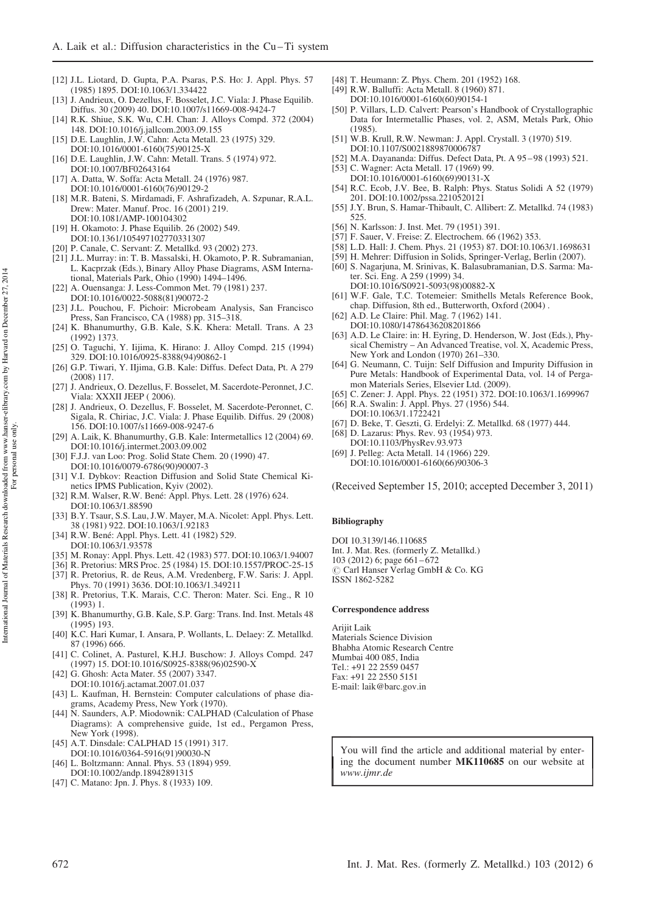[12] J.L. Liotard, D. Gupta, P.A. Psaras, P.S. Ho: J. Appl. Phys. 57 (1985) 1895. DOI:10.1063/1.334422

[13] J. Andrieux, O. Dezellus, F. Bosselet, J.C. Viala: J. Phase Equilib. Diffus. 30 (2009) 40. DOI:10.1007/s11669-008-9424-7

[14] R.K. Shiue, S.K. Wu, C.H. Chan: J. Alloys Compd. 372 (2004) 148. DOI:10.1016/j.jallcom.2003.09.155

[15] D.E. Laughlin, J.W. Cahn: Acta Metall. 23 (1975) 329. DOI:10.1016/0001-6160(75)90125-X

[16] D.E. Laughlin, J.W. Cahn: Metall. Trans. 5 (1974) 972. DOI:10.1007/BF02643164

[17] A. Datta, W. Soffa: Acta Metall. 24 (1976) 987. DOI:10.1016/0001-6160(76)90129-2

[18] M.R. Bateni, S. Mirdamadi, F. Ashrafizadeh, A. Szpunar, R.A.L. Drew: Mater. Manuf. Proc. 16 (2001) 219. DOI:10.1081/AMP-100104302

[19] H. Okamoto: J. Phase Equilib. 26 (2002) 549. DOI:10.1361/105497102770331307

[20] P. Canale, C. Servant: Z. Metallkd. 93 (2002) 273.

[21] J.L. Murray: in: T. B. Massalski, H. Okamoto, P. R. Subramanian, L. Kacprzak (Eds.), Binary Alloy Phase Diagrams, ASM International, Materials Park, Ohio (1990) 1494–1496.

[22] A. Ouensanga: J. Less-Common Met. 79 (1981) 237. DOI:10.1016/0022-5088(81)90072-2

[23] J.L. Pouchou, F. Pichoir: Microbeam Analysis, San Francisco Press, San Francisco, CA (1988) pp. 315–318.

[24] K. Bhanumurthy, G.B. Kale, S.K. Khera: Metall. Trans. A 23 (1992) 1373.

[25] O. Taguchi, Y. Iijima, K. Hirano: J. Alloy Compd. 215 (1994) 329. DOI:10.1016/0925-8388(94)90862-1

[26] G.P. Tiwari, Y. IIjima, G.B. Kale: Diffus. Defect Data, Pt. A 279 (2008) 117.

[27] J. Andrieux, O. Dezellus, F. Bosselet, M. Sacerdote-Peronnet, J.C. Viala: XXXII JEEP ( 2006).

[28] J. Andrieux, O. Dezellus, F. Bosselet, M. Sacerdote-Peronnet, C. Sigala, R. Chiriac, J.C. Viala: J. Phase Equilib. Diffus. 29 (2008) 156. DOI:10.1007/s11669-008-9247-6

[29] A. Laik, K. Bhanumurthy, G.B. Kale: Intermetallics 12 (2004) 69. DOI:10.1016/j.intermet.2003.09.002

[30] F.J.J. van Loo: Prog. Solid State Chem. 20 (1990) 47. DOI:10.1016/0079-6786(90)90007-3

[31] V.I. Dybkov: Reaction Diffusion and Solid State Chemical Kinetics IPMS Publication, Kyiv (2002).

[32] R.M. Walser, R.W. Bené: Appl. Phys. Lett. 28 (1976) 624. DOI:10.1063/1.88590

[33] B.Y. Tsaur, S.S. Lau, J.W. Mayer, M.A. Nicolet: Appl. Phys. Lett. 38 (1981) 922. DOI:10.1063/1.92183

[34] R.W. Bené: Appl. Phys. Lett. 41 (1982) 529. DOI:10.1063/1.93578

[35] M. Ronay: Appl. Phys. Lett. 42 (1983) 577. DOI:10.1063/1.94007

[36] R. Pretorius: MRS Proc. 25 (1984) 15. DOI:10.1557/PROC-25-15

[37] R. Pretorius, R. de Reus, A.M. Vredenberg, F.W. Saris: J. Appl. Phys. 70 (1991) 3636. DOI:10.1063/1.349211

[38] R. Pretorius, T.K. Marais, C.C. Theron: Mater. Sci. Eng., R 10 (1993) 1.

[39] K. Bhanumurthy, G.B. Kale, S.P. Garg: Trans. Ind. Inst. Metals 48 (1995) 193.

[40] K.C. Hari Kumar, I. Ansara, P. Wollants, L. Delaey: Z. Metallkd. 87 (1996) 666.

[41] C. Colinet, A. Pasturel, K.H.J. Buschow: J. Alloys Compd. 247 (1997) 15. DOI:10.1016/S0925-8388(96)02590-X

[42] G. Ghosh: Acta Mater. 55 (2007) 3347. DOI:10.1016/j.actamat.2007.01.037

[43] L. Kaufman, H. Bernstein: Computer calculations of phase diagrams, Academy Press, New York (1970).

[44] N. Saunders, A.P. Miodownik: CALPHAD (Calculation of Phase Diagrams): A comprehensive guide, 1st ed., Pergamon Press, New York (1998).

[45] A.T. Dinsdale: CALPHAD 15 (1991) 317. DOI:10.1016/0364-5916(91)90030-N

[46] L. Boltzmann: Annal. Phys. 53 (1894) 959. DOI:10.1002/andp.18942891315

[47] C. Matano: Jpn. J. Phys. 8 (1933) 109.

[48] T. Heumann: Z. Phys. Chem. 201 (1952) 168.

[49] R.W. Balluffi: Acta Metall. 8 (1960) 871. DOI:10.1016/0001-6160(60)90154-1

[50] P. Villars, L.D. Calvert: Pearson's Handbook of Crystallographic Data for Intermetallic Phases, vol. 2, ASM, Metals Park, Ohio (1985).

[51] W.B. Krull, R.W. Newman: J. Appl. Crystall. 3 (1970) 519. DOI:10.1107/S0021889870006787

[52] M.A. Dayananda: Diffus. Defect Data, Pt. A 95–98 (1993) 521.

[53] C. Wagner: Acta Metall. 17 (1969) 99. DOI:10.1016/0001-6160(69)90131-X

[54] R.C. Ecob, J.V. Bee, B. Ralph: Phys. Status Solidi A 52 (1979) 201. DOI:10.1002/pssa.2210520121

[55] J.Y. Brun, S. Hamar-Thibault, C. Allibert: Z. Metallkd. 74 (1983) 525.

[56] N. Karlsson: J. Inst. Met. 79 (1951) 391.

[57] F. Sauer, V. Freise: Z. Electrochem. 66 (1962) 353.

[58] L.D. Hall: J. Chem. Phys. 21 (1953) 87. DOI:10.1063/1.1698631

[59] H. Mehrer: Diffusion in Solids, Springer-Verlag, Berlin (2007).

[60] S. Nagarjuna, M. Srinivas, K. Balasubramanian, D.S. Sarma: Mater. Sci. Eng. A 259 (1999) 34. DOI:10.1016/S0921-5093(98)00882-X

[61] W.F. Gale, T.C. Totemeier: Smithells Metals Reference Book, chap. Diffusion, 8th ed., Butterworth, Oxford (2004) .

[62] A.D. Le Claire: Phil. Mag. 7 (1962) 141. DOI:10.1080/14786436208201866

[63] A.D. Le Claire: in: H. Eyring, D. Henderson, W. Jost (Eds.), Physical Chemistry – An Advanced Treatise, vol. X, Academic Press, New York and London (1970) 261–330.

[64] G. Neumann, C. Tuijn: Self Diffusion and Impurity Diffusion in Pure Metals: Handbook of Experimental Data, vol. 14 of Pergamon Materials Series, Elsevier Ltd. (2009).

[65] C. Zener: J. Appl. Phys. 22 (1951) 372. DOI:10.1063/1.1699967

[66] R.A. Swalin: J. Appl. Phys. 27 (1956) 544. DOI:10.1063/1.1722421

[67] D. Beke, T. Geszti, G. Erdelyi: Z. Metallkd. 68 (1977) 444.

[68] D. Lazarus: Phys. Rev. 93 (1954) 973. DOI:10.1103/PhysRev.93.973

[69] J. Pelleg: Acta Metall. 14 (1966) 229. DOI:10.1016/0001-6160(66)90306-3

(Received September 15, 2010; accepted December 3, 2011)

**Bibliography**

DOI 10.3139/146.110685
Int. J. Mat. Res. (formerly Z. Metallkd.)
103 (2012) 6; page 661–672
© Carl Hanser Verlag GmbH & Co. KG
ISSN 1862-5282

**Correspondence address**

Arijit Laik
Materials Science Division
Bhabha Atomic Research Centre
Mumbai 400 085, India
Tel.: +91 22 2559 0457
Fax: +91 22 2550 5151
E-mail: laik@barc.gov.in

You will find the article and additional material by entering the document number **MK110685** on our website at *www.ijmr.de*